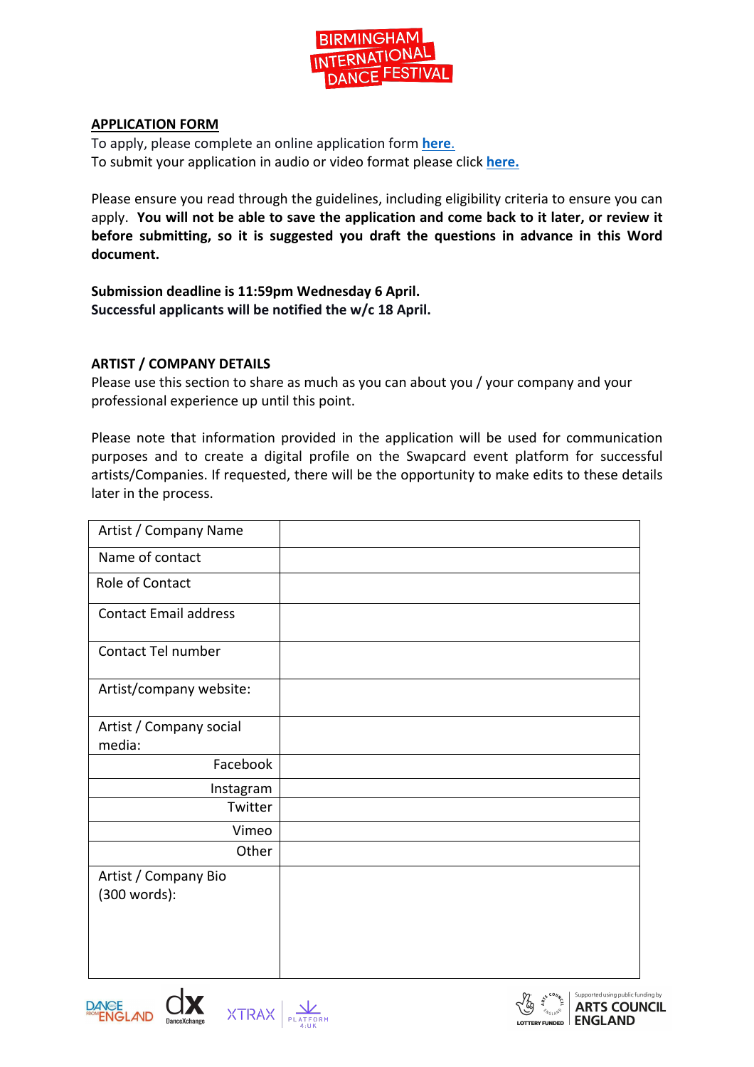BIRMINGHAM INTERNATIONAL DANCE FESTIVAL

## APPLICATION FORM

To apply, please complete an online application form **here**.
To submit your application in audio or video format please click **here.**

Please ensure you read through the guidelines, including eligibility criteria to ensure you can apply. **You will not be able to save the application and come back to it later, or review it before submitting, so it is suggested you draft the questions in advance in this Word document.**

**Submission deadline is 11:59pm Wednesday 6 April.**
**Successful applicants will be notified the w/c 18 April.**

## ARTIST / COMPANY DETAILS

Please use this section to share as much as you can about you / your company and your professional experience up until this point.

Please note that information provided in the application will be used for communication purposes and to create a digital profile on the Swapcard event platform for successful artists/Companies. If requested, there will be the opportunity to make edits to these details later in the process.

| Artist / Company Name | |
|---|---|
| Name of contact | |
| Role of Contact | |
| Contact Email address | |
| Contact Tel number | |
| Artist/company website: | |
| Artist / Company social media: | |
| Facebook | |
| Instagram | |
| Twitter | |
| Vimeo | |
| Other | |
| Artist / Company Bio (300 words): | |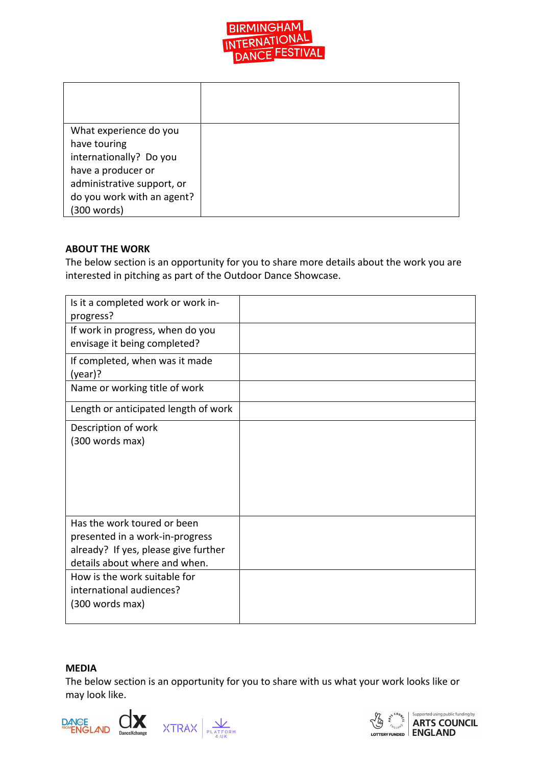| | |
|---|---|
| | |
| What experience do you have touring internationally? Do you have a producer or administrative support, or do you work with an agent? (300 words) | |

**ABOUT THE WORK**

The below section is an opportunity for you to share more details about the work you are interested in pitching as part of the Outdoor Dance Showcase.

| | |
|---|---|
| Is it a completed work or work in-progress? | |
| If work in progress, when do you envisage it being completed? | |
| If completed, when was it made (year)? | |
| Name or working title of work | |
| Length or anticipated length of work | |
| Description of work (300 words max) | |
| Has the work toured or been presented in a work-in-progress already? If yes, please give further details about where and when. | |
| How is the work suitable for international audiences? (300 words max) | |

**MEDIA**

The below section is an opportunity for you to share with us what your work looks like or may look like.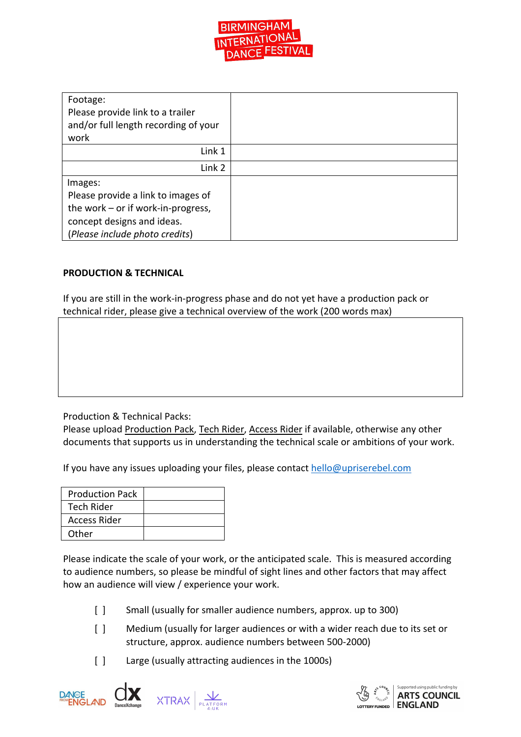| Footage:<br>Please provide link to a trailer and/or full length recording of your work | |
|---|---|
| Link 1 | |
| Link 2 | |
| Images:<br>Please provide a link to images of the work – or if work-in-progress, concept designs and ideas.<br>(*Please include photo credits*) | |

**PRODUCTION & TECHNICAL**

If you are still in the work-in-progress phase and do not yet have a production pack or technical rider, please give a technical overview of the work (200 words max)

| |
|---|
| |

Production & Technical Packs:
Please upload Production Pack, Tech Rider, Access Rider if available, otherwise any other documents that supports us in understanding the technical scale or ambitions of your work.

If you have any issues uploading your files, please contact hello@upriserebel.com

| Production Pack | |
|---|---|
| Tech Rider | |
| Access Rider | |
| Other | |

Please indicate the scale of your work, or the anticipated scale. This is measured according to audience numbers, so please be mindful of sight lines and other factors that may affect how an audience will view / experience your work.

- [ ] Small (usually for smaller audience numbers, approx. up to 300)
- [ ] Medium (usually for larger audiences or with a wider reach due to its set or structure, approx. audience numbers between 500-2000)
- [ ] Large (usually attracting audiences in the 1000s)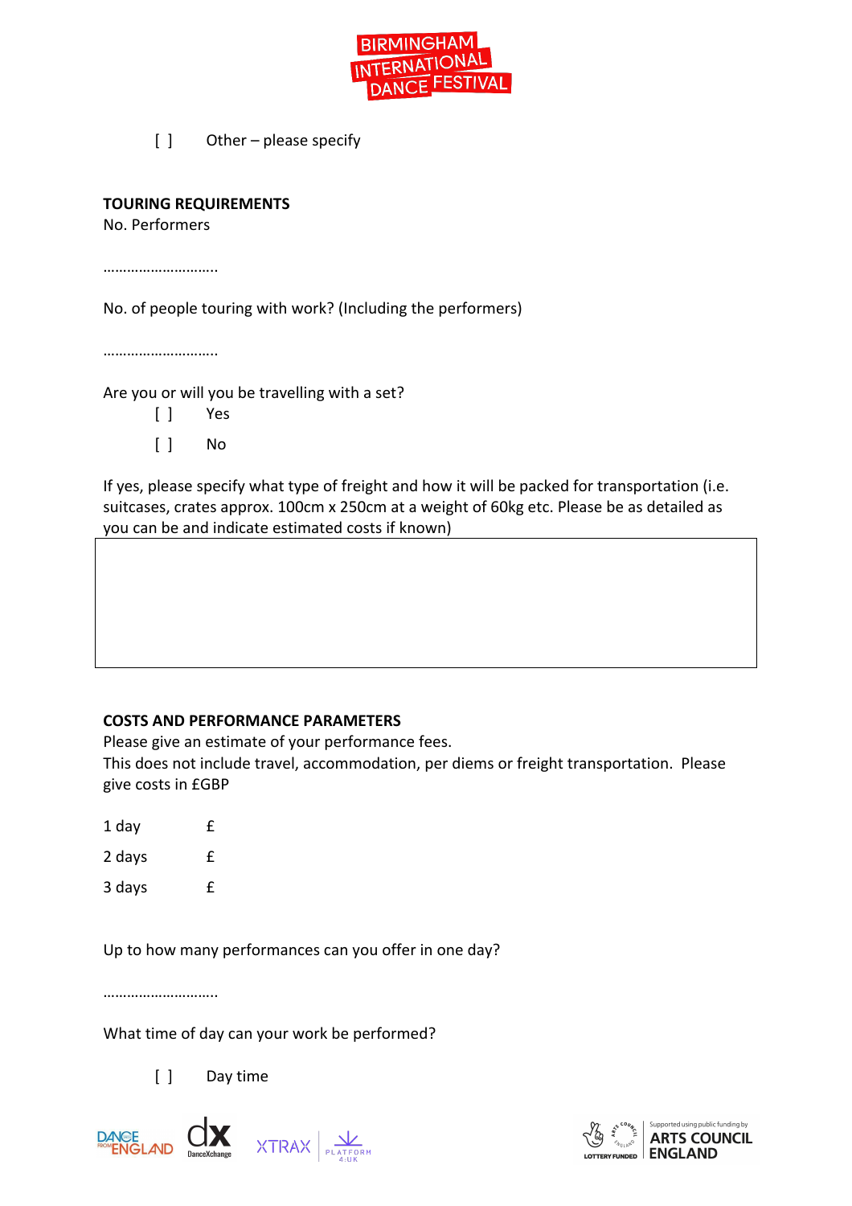[ ] Other – please specify

**TOURING REQUIREMENTS**

No. Performers

………………………..

No. of people touring with work? (Including the performers)

………………………..

Are you or will you be travelling with a set?

[ ] Yes

[ ] No

If yes, please specify what type of freight and how it will be packed for transportation (i.e. suitcases, crates approx. 100cm x 250cm at a weight of 60kg etc. Please be as detailed as you can be and indicate estimated costs if known)

**COSTS AND PERFORMANCE PARAMETERS**

Please give an estimate of your performance fees.
This does not include travel, accommodation, per diems or freight transportation. Please give costs in £GBP

1 day £

2 days £

3 days £

Up to how many performances can you offer in one day?

………………………..

What time of day can your work be performed?

[ ] Day time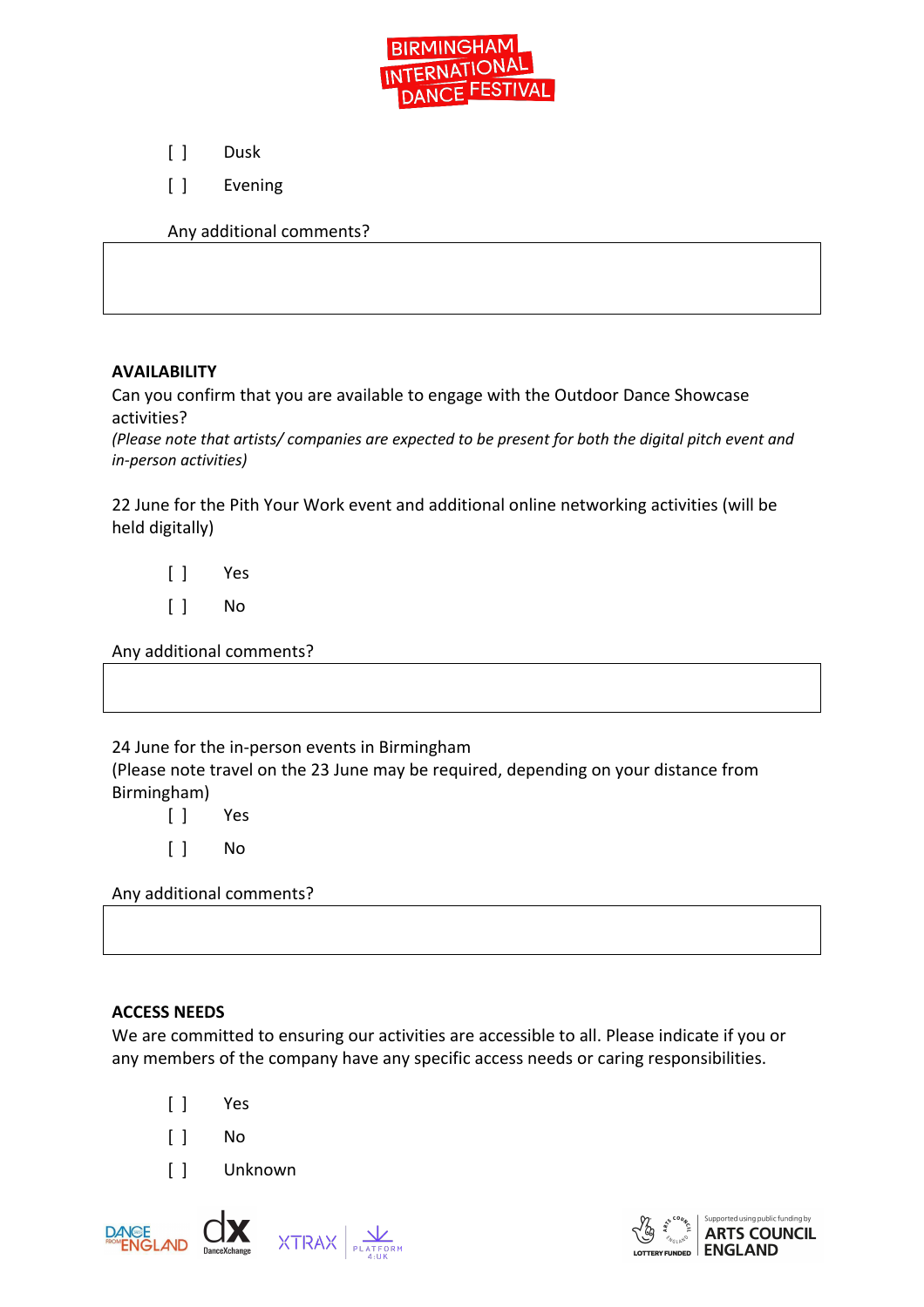[ ] Dusk

[ ] Evening

Any additional comments?

**AVAILABILITY**

Can you confirm that you are available to engage with the Outdoor Dance Showcase activities?

*(Please note that artists/ companies are expected to be present for both the digital pitch event and in-person activities)*

22 June for the Pith Your Work event and additional online networking activities (will be held digitally)

[ ] Yes

[ ] No

Any additional comments?

24 June for the in-person events in Birmingham

(Please note travel on the 23 June may be required, depending on your distance from Birmingham)

[ ] Yes

[ ] No

Any additional comments?

**ACCESS NEEDS**

We are committed to ensuring our activities are accessible to all. Please indicate if you or any members of the company have any specific access needs or caring responsibilities.

[ ] Yes

[ ] No

[ ] Unknown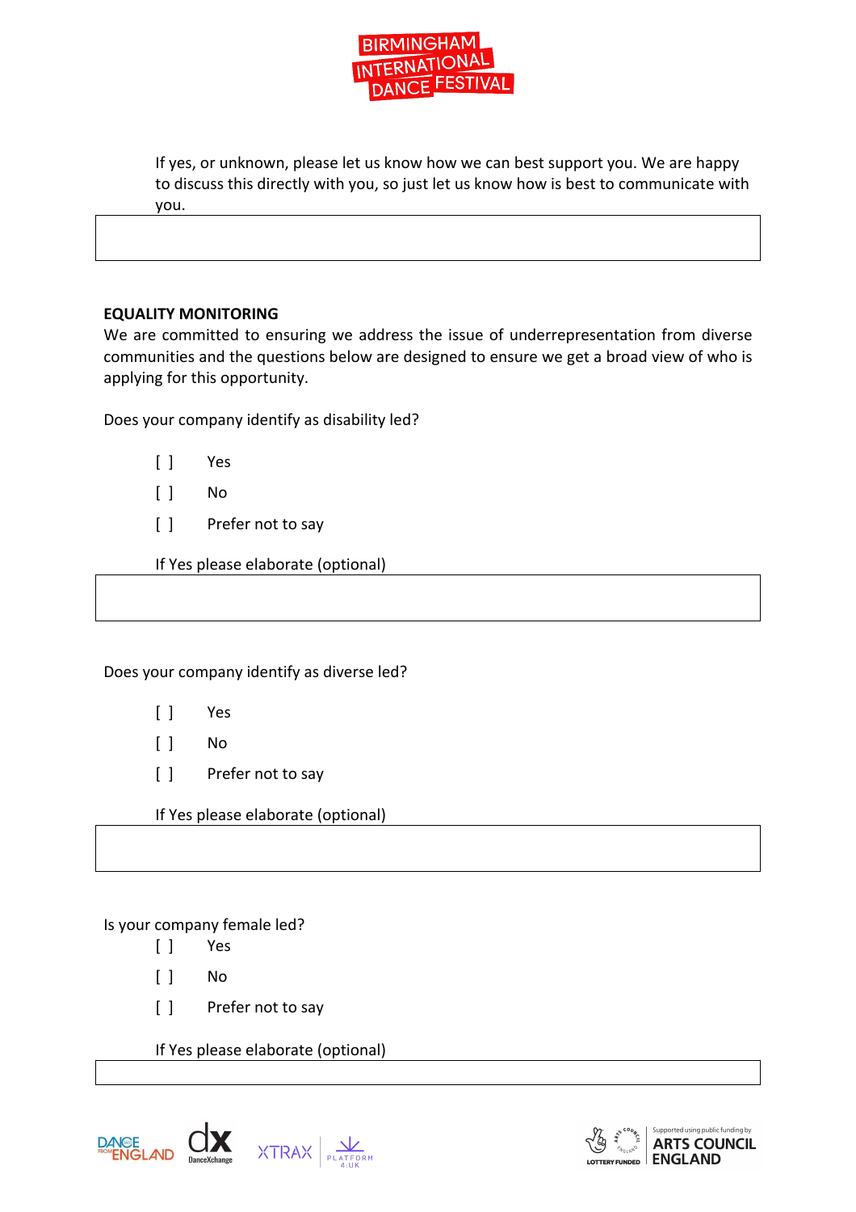If yes, or unknown, please let us know how we can best support you. We are happy to discuss this directly with you, so just let us know how is best to communicate with you.

**EQUALITY MONITORING**

We are committed to ensuring we address the issue of underrepresentation from diverse communities and the questions below are designed to ensure we get a broad view of who is applying for this opportunity.

Does your company identify as disability led?

[ ] Yes

[ ] No

[ ] Prefer not to say

If Yes please elaborate (optional)

Does your company identify as diverse led?

[ ] Yes

[ ] No

[ ] Prefer not to say

If Yes please elaborate (optional)

Is your company female led?

[ ] Yes

[ ] No

[ ] Prefer not to say

If Yes please elaborate (optional)